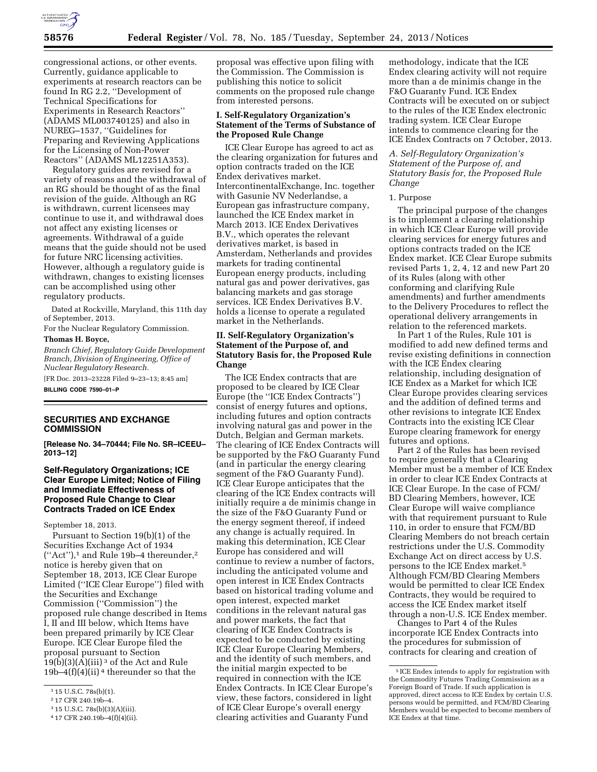congressional actions, or other events. Currently, guidance applicable to experiments at research reactors can be found In RG 2.2, ''Development of Technical Specifications for Experiments in Research Reactors'' (ADAMS ML003740125) and also in NUREG–1537, ''Guidelines for Preparing and Reviewing Applications for the Licensing of Non-Power Reactors'' (ADAMS ML12251A353).

Regulatory guides are revised for a variety of reasons and the withdrawal of an RG should be thought of as the final revision of the guide. Although an RG is withdrawn, current licensees may continue to use it, and withdrawal does not affect any existing licenses or agreements. Withdrawal of a guide means that the guide should not be used for future NRC licensing activities. However, although a regulatory guide is withdrawn, changes to existing licenses can be accomplished using other regulatory products.

Dated at Rockville, Maryland, this 11th day of September, 2013.

For the Nuclear Regulatory Commission.

**Thomas H. Boyce,**

*Branch Chief, Regulatory Guide Development Branch, Division of Engineering, Office of Nuclear Regulatory Research.*

[FR Doc. 2013–23228 Filed 9–23–13; 8:45 am]

**BILLING CODE 7590–01–P**

## SECURITIES AND EXCHANGE COMMISSION

**[Release No. 34–70444; File No. SR–ICEEU–2013–12]**

## Self-Regulatory Organizations; ICE Clear Europe Limited; Notice of Filing and Immediate Effectiveness of Proposed Rule Change to Clear Contracts Traded on ICE Endex

September 18, 2013.

Pursuant to Section 19(b)(1) of the Securities Exchange Act of 1934 (''Act''),[1] and Rule 19b–4 thereunder,[2] notice is hereby given that on September 18, 2013, ICE Clear Europe Limited (''ICE Clear Europe'') filed with the Securities and Exchange Commission (''Commission'') the proposed rule change described in Items I, II and III below, which Items have been prepared primarily by ICE Clear Europe. ICE Clear Europe filed the proposal pursuant to Section 19(b)(3)(A)(iii)[3] of the Act and Rule 19b–4(f)(4)(ii)[4] thereunder so that the proposal was effective upon filing with the Commission. The Commission is publishing this notice to solicit comments on the proposed rule change from interested persons.

### I. Self-Regulatory Organization's Statement of the Terms of Substance of the Proposed Rule Change

ICE Clear Europe has agreed to act as the clearing organization for futures and option contracts traded on the ICE Endex derivatives market. IntercontinentalExchange, Inc. together with Gasunie NV Nederlandse, a European gas infrastructure company, launched the ICE Endex market in March 2013. ICE Endex Derivatives B.V., which operates the relevant derivatives market, is based in Amsterdam, Netherlands and provides markets for trading continental European energy products, including natural gas and power derivatives, gas balancing markets and gas storage services. ICE Endex Derivatives B.V. holds a license to operate a regulated market in the Netherlands.

### II. Self-Regulatory Organization's Statement of the Purpose of, and Statutory Basis for, the Proposed Rule Change

The ICE Endex contracts that are proposed to be cleared by ICE Clear Europe (the ''ICE Endex Contracts'') consist of energy futures and options, including futures and option contracts involving natural gas and power in the Dutch, Belgian and German markets. The clearing of ICE Endex Contracts will be supported by the F&O Guaranty Fund (and in particular the energy clearing segment of the F&O Guaranty Fund). ICE Clear Europe anticipates that the clearing of the ICE Endex contracts will initially require a de minimis change in the size of the F&O Guaranty Fund or the energy segment thereof, if indeed any change is actually required. In making this determination, ICE Clear Europe has considered and will continue to review a number of factors, including the anticipated volume and open interest in ICE Endex Contracts based on historical trading volume and open interest, expected market conditions in the relevant natural gas and power markets, the fact that clearing of ICE Endex Contracts is expected to be conducted by existing ICE Clear Europe Clearing Members, and the identity of such members, and the initial margin expected to be required in connection with the ICE Endex Contracts. In ICE Clear Europe's view, these factors, considered in light of ICE Clear Europe's overall energy clearing activities and Guaranty Fund methodology, indicate that the ICE Endex clearing activity will not require more than a de minimis change in the F&O Guaranty Fund. ICE Endex Contracts will be executed on or subject to the rules of the ICE Endex electronic trading system. ICE Clear Europe intends to commence clearing for the ICE Endex Contracts on 7 October, 2013.

### *A. Self-Regulatory Organization's Statement of the Purpose of, and Statutory Basis for, the Proposed Rule Change*

1. Purpose

The principal purpose of the changes is to implement a clearing relationship in which ICE Clear Europe will provide clearing services for energy futures and options contracts traded on the ICE Endex market. ICE Clear Europe submits revised Parts 1, 2, 4, 12 and new Part 20 of its Rules (along with other conforming and clarifying Rule amendments) and further amendments to the Delivery Procedures to reflect the operational delivery arrangements in relation to the referenced markets.

In Part 1 of the Rules, Rule 101 is modified to add new defined terms and revise existing definitions in connection with the ICE Endex clearing relationship, including designation of ICE Endex as a Market for which ICE Clear Europe provides clearing services and the addition of defined terms and other revisions to integrate ICE Endex Contracts into the existing ICE Clear Europe clearing framework for energy futures and options.

Part 2 of the Rules has been revised to require generally that a Clearing Member must be a member of ICE Endex in order to clear ICE Endex Contracts at ICE Clear Europe. In the case of FCM/BD Clearing Members, however, ICE Clear Europe will waive compliance with that requirement pursuant to Rule 110, in order to ensure that FCM/BD Clearing Members do not breach certain restrictions under the U.S. Commodity Exchange Act on direct access by U.S. persons to the ICE Endex market.[5] Although FCM/BD Clearing Members would be permitted to clear ICE Endex Contracts, they would be required to access the ICE Endex market itself through a non-U.S. ICE Endex member.

Changes to Part 4 of the Rules incorporate ICE Endex Contracts into the procedures for submission of contracts for clearing and creation of

[1] 15 U.S.C. 78s(b)(1).

[2] 17 CFR 240.19b–4.

[3] 15 U.S.C. 78s(b)(3)(A)(iii).

[4] 17 CFR 240.19b–4(f)(4)(ii).

[5] ICE Endex intends to apply for registration with the Commodity Futures Trading Commission as a Foreign Board of Trade. If such application is approved, direct access to ICE Endex by certain U.S. persons would be permitted, and FCM/BD Clearing Members would be expected to become members of ICE Endex at that time.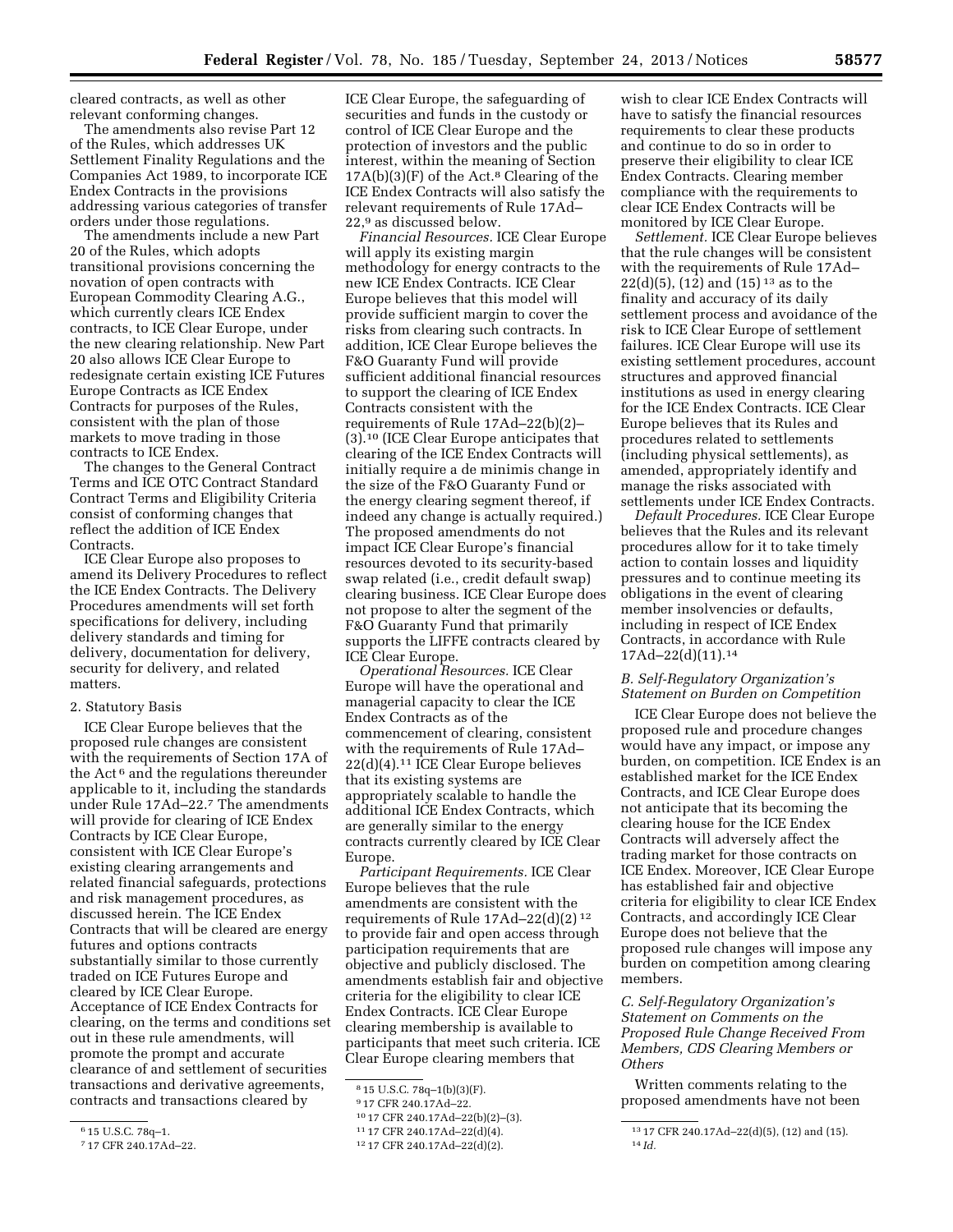cleared contracts, as well as other relevant conforming changes.

The amendments also revise Part 12 of the Rules, which addresses UK Settlement Finality Regulations and the Companies Act 1989, to incorporate ICE Endex Contracts in the provisions addressing various categories of transfer orders under those regulations.

The amendments include a new Part 20 of the Rules, which adopts transitional provisions concerning the novation of open contracts with European Commodity Clearing A.G., which currently clears ICE Endex contracts, to ICE Clear Europe, under the new clearing relationship. New Part 20 also allows ICE Clear Europe to redesignate certain existing ICE Futures Europe Contracts as ICE Endex Contracts for purposes of the Rules, consistent with the plan of those markets to move trading in those contracts to ICE Endex.

The changes to the General Contract Terms and ICE OTC Contract Standard Contract Terms and Eligibility Criteria consist of conforming changes that reflect the addition of ICE Endex Contracts.

ICE Clear Europe also proposes to amend its Delivery Procedures to reflect the ICE Endex Contracts. The Delivery Procedures amendments will set forth specifications for delivery, including delivery standards and timing for delivery, documentation for delivery, security for delivery, and related matters.

2. Statutory Basis

ICE Clear Europe believes that the proposed rule changes are consistent with the requirements of Section 17A of the Act[6] and the regulations thereunder applicable to it, including the standards under Rule 17Ad–22.[7] The amendments will provide for clearing of ICE Endex Contracts by ICE Clear Europe, consistent with ICE Clear Europe's existing clearing arrangements and related financial safeguards, protections and risk management procedures, as discussed herein. The ICE Endex Contracts that will be cleared are energy futures and options contracts substantially similar to those currently traded on ICE Futures Europe and cleared by ICE Clear Europe. Acceptance of ICE Endex Contracts for clearing, on the terms and conditions set out in these rule amendments, will promote the prompt and accurate clearance of and settlement of securities transactions and derivative agreements, contracts and transactions cleared by ICE Clear Europe, the safeguarding of securities and funds in the custody or control of ICE Clear Europe and the protection of investors and the public interest, within the meaning of Section 17A(b)(3)(F) of the Act.[8] Clearing of the ICE Endex Contracts will also satisfy the relevant requirements of Rule 17Ad–22,[9] as discussed below.

*Financial Resources.* ICE Clear Europe will apply its existing margin methodology for energy contracts to the new ICE Endex Contracts. ICE Clear Europe believes that this model will provide sufficient margin to cover the risks from clearing such contracts. In addition, ICE Clear Europe believes the F&O Guaranty Fund will provide sufficient additional financial resources to support the clearing of ICE Endex Contracts consistent with the requirements of Rule 17Ad–22(b)(2)–(3).[10] (ICE Clear Europe anticipates that clearing of the ICE Endex Contracts will initially require a de minimis change in the size of the F&O Guaranty Fund or the energy clearing segment thereof, if indeed any change is actually required.) The proposed amendments do not impact ICE Clear Europe's financial resources devoted to its security-based swap related (i.e., credit default swap) clearing business. ICE Clear Europe does not propose to alter the segment of the F&O Guaranty Fund that primarily supports the LIFFE contracts cleared by ICE Clear Europe.

*Operational Resources.* ICE Clear Europe will have the operational and managerial capacity to clear the ICE Endex Contracts as of the commencement of clearing, consistent with the requirements of Rule 17Ad–22(d)(4).[11] ICE Clear Europe believes that its existing systems are appropriately scalable to handle the additional ICE Endex Contracts, which are generally similar to the energy contracts currently cleared by ICE Clear Europe.

*Participant Requirements.* ICE Clear Europe believes that the rule amendments are consistent with the requirements of Rule 17Ad–22(d)(2)[12] to provide fair and open access through participation requirements that are objective and publicly disclosed. The amendments establish fair and objective criteria for the eligibility to clear ICE Endex Contracts. ICE Clear Europe clearing membership is available to participants that meet such criteria. ICE Clear Europe clearing members that wish to clear ICE Endex Contracts will have to satisfy the financial resources requirements to clear these products and continue to do so in order to preserve their eligibility to clear ICE Endex Contracts. Clearing member compliance with the requirements to clear ICE Endex Contracts will be monitored by ICE Clear Europe.

*Settlement.* ICE Clear Europe believes that the rule changes will be consistent with the requirements of Rule 17Ad–22(d)(5), (12) and (15)[13] as to the finality and accuracy of its daily settlement process and avoidance of the risk to ICE Clear Europe of settlement failures. ICE Clear Europe will use its existing settlement procedures, account structures and approved financial institutions as used in energy clearing for the ICE Endex Contracts. ICE Clear Europe believes that its Rules and procedures related to settlements (including physical settlements), as amended, appropriately identify and manage the risks associated with settlements under ICE Endex Contracts.

*Default Procedures.* ICE Clear Europe believes that the Rules and its relevant procedures allow for it to take timely action to contain losses and liquidity pressures and to continue meeting its obligations in the event of clearing member insolvencies or defaults, including in respect of ICE Endex Contracts, in accordance with Rule 17Ad–22(d)(11).[14]

### *B. Self-Regulatory Organization's Statement on Burden on Competition*

ICE Clear Europe does not believe the proposed rule and procedure changes would have any impact, or impose any burden, on competition. ICE Endex is an established market for the ICE Endex Contracts, and ICE Clear Europe does not anticipate that its becoming the clearing house for the ICE Endex Contracts will adversely affect the trading market for those contracts on ICE Endex. Moreover, ICE Clear Europe has established fair and objective criteria for eligibility to clear ICE Endex Contracts, and accordingly ICE Clear Europe does not believe that the proposed rule changes will impose any burden on competition among clearing members.

### *C. Self-Regulatory Organization's Statement on Comments on the Proposed Rule Change Received From Members, CDS Clearing Members or Others*

Written comments relating to the proposed amendments have not been

---

[6] 15 U.S.C. 78q–1.

[7] 17 CFR 240.17Ad–22.

[8] 15 U.S.C. 78q–1(b)(3)(F).

[9] 17 CFR 240.17Ad–22.

[10] 17 CFR 240.17Ad–22(b)(2)–(3).

[11] 17 CFR 240.17Ad–22(d)(4).

[12] 17 CFR 240.17Ad–22(d)(2).

[13] 17 CFR 240.17Ad–22(d)(5), (12) and (15).

[14] *Id.*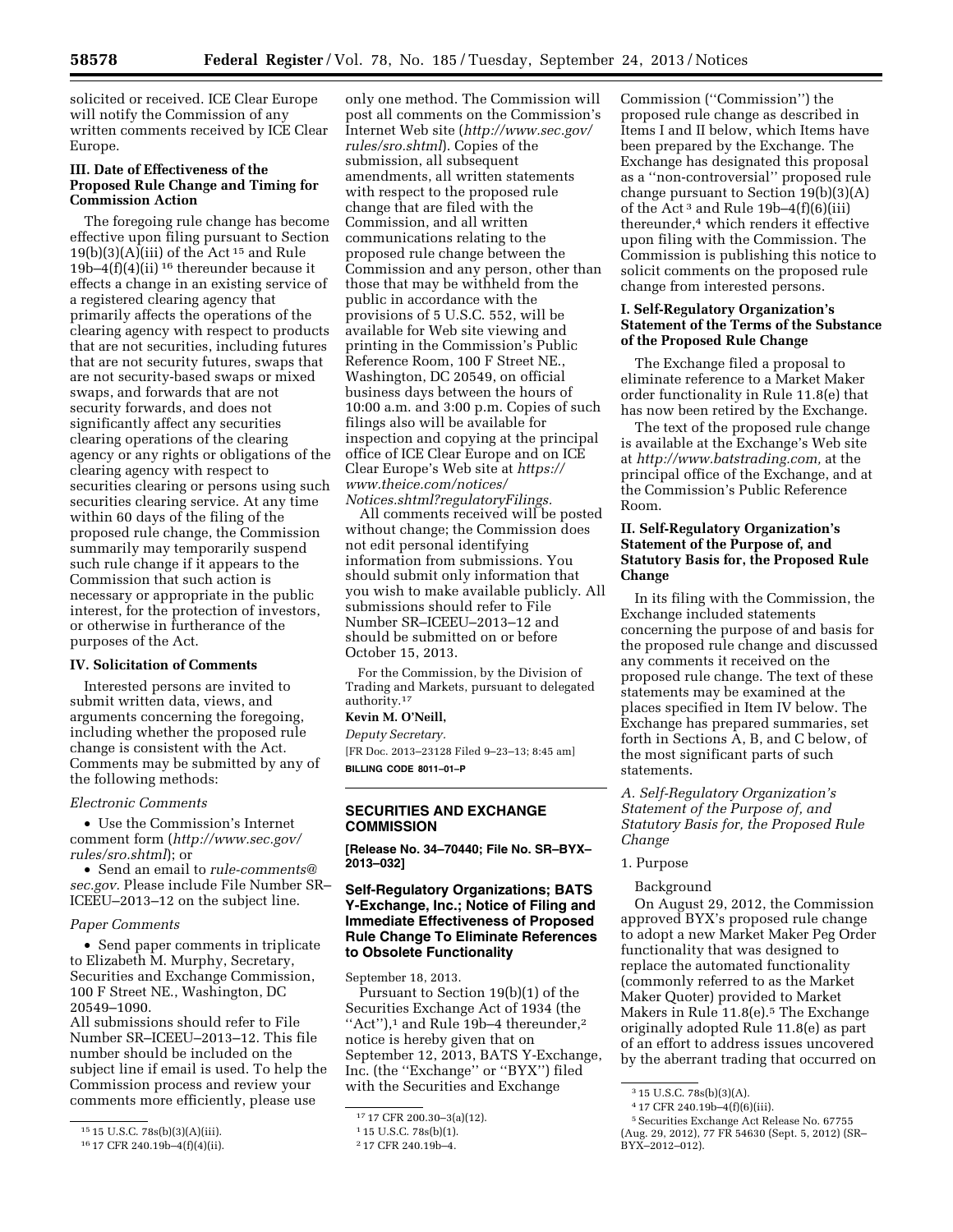solicited or received. ICE Clear Europe will notify the Commission of any written comments received by ICE Clear Europe.

## III. Date of Effectiveness of the Proposed Rule Change and Timing for Commission Action

The foregoing rule change has become effective upon filing pursuant to Section 19(b)(3)(A)(iii) of the Act [15] and Rule 19b–4(f)(4)(ii) [16] thereunder because it effects a change in an existing service of a registered clearing agency that primarily affects the operations of the clearing agency with respect to products that are not securities, including futures that are not security futures, swaps that are not security-based swaps or mixed swaps, and forwards that are not security forwards, and does not significantly affect any securities clearing operations of the clearing agency or any rights or obligations of the clearing agency with respect to securities clearing or persons using such securities clearing service. At any time within 60 days of the filing of the proposed rule change, the Commission summarily may temporarily suspend such rule change if it appears to the Commission that such action is necessary or appropriate in the public interest, for the protection of investors, or otherwise in furtherance of the purposes of the Act.

## IV. Solicitation of Comments

Interested persons are invited to submit written data, views, and arguments concerning the foregoing, including whether the proposed rule change is consistent with the Act. Comments may be submitted by any of the following methods:

*Electronic Comments*

- Use the Commission's Internet comment form (*http://www.sec.gov/rules/sro.shtml*); or
- Send an email to *rule-comments@sec.gov.* Please include File Number SR–ICEEU–2013–12 on the subject line.

*Paper Comments*

- Send paper comments in triplicate to Elizabeth M. Murphy, Secretary, Securities and Exchange Commission, 100 F Street NE., Washington, DC 20549–1090.

All submissions should refer to File Number SR–ICEEU–2013–12. This file number should be included on the subject line if email is used. To help the Commission process and review your comments more efficiently, please use only one method. The Commission will post all comments on the Commission's Internet Web site (*http://www.sec.gov/rules/sro.shtml*). Copies of the submission, all subsequent amendments, all written statements with respect to the proposed rule change that are filed with the Commission, and all written communications relating to the proposed rule change between the Commission and any person, other than those that may be withheld from the public in accordance with the provisions of 5 U.S.C. 552, will be available for Web site viewing and printing in the Commission's Public Reference Room, 100 F Street NE., Washington, DC 20549, on official business days between the hours of 10:00 a.m. and 3:00 p.m. Copies of such filings also will be available for inspection and copying at the principal office of ICE Clear Europe and on ICE Clear Europe's Web site at *https://www.theice.com/notices/Notices.shtml?regulatoryFilings.*

All comments received will be posted without change; the Commission does not edit personal identifying information from submissions. You should submit only information that you wish to make available publicly. All submissions should refer to File Number SR–ICEEU–2013–12 and should be submitted on or before October 15, 2013.

For the Commission, by the Division of Trading and Markets, pursuant to delegated authority.[17]

**Kevin M. O'Neill,**

*Deputy Secretary.*

[FR Doc. 2013–23128 Filed 9–23–13; 8:45 am]

**BILLING CODE 8011–01–P**

[15] 15 U.S.C. 78s(b)(3)(A)(iii).

[16] 17 CFR 240.19b–4(f)(4)(ii).

[17] 17 CFR 200.30–3(a)(12).

---

# SECURITIES AND EXCHANGE COMMISSION

**[Release No. 34–70440; File No. SR–BYX–2013–032]**

## Self-Regulatory Organizations; BATS Y-Exchange, Inc.; Notice of Filing and Immediate Effectiveness of Proposed Rule Change To Eliminate References to Obsolete Functionality

September 18, 2013.

Pursuant to Section 19(b)(1) of the Securities Exchange Act of 1934 (the "Act"),[1] and Rule 19b–4 thereunder,[2] notice is hereby given that on September 12, 2013, BATS Y-Exchange, Inc. (the "Exchange" or "BYX") filed with the Securities and Exchange Commission ("Commission") the proposed rule change as described in Items I and II below, which Items have been prepared by the Exchange. The Exchange has designated this proposal as a "non-controversial" proposed rule change pursuant to Section 19(b)(3)(A) of the Act [3] and Rule 19b–4(f)(6)(iii) thereunder,[4] which renders it effective upon filing with the Commission. The Commission is publishing this notice to solicit comments on the proposed rule change from interested persons.

## I. Self-Regulatory Organization's Statement of the Terms of the Substance of the Proposed Rule Change

The Exchange filed a proposal to eliminate reference to a Market Maker order functionality in Rule 11.8(e) that has now been retired by the Exchange.

The text of the proposed rule change is available at the Exchange's Web site at *http://www.batstrading.com,* at the principal office of the Exchange, and at the Commission's Public Reference Room.

## II. Self-Regulatory Organization's Statement of the Purpose of, and Statutory Basis for, the Proposed Rule Change

In its filing with the Commission, the Exchange included statements concerning the purpose of and basis for the proposed rule change and discussed any comments it received on the proposed rule change. The text of these statements may be examined at the places specified in Item IV below. The Exchange has prepared summaries, set forth in Sections A, B, and C below, of the most significant parts of such statements.

### *A. Self-Regulatory Organization's Statement of the Purpose of, and Statutory Basis for, the Proposed Rule Change*

1. Purpose

Background

On August 29, 2012, the Commission approved BYX's proposed rule change to adopt a new Market Maker Peg Order functionality that was designed to replace the automated functionality (commonly referred to as the Market Maker Quoter) provided to Market Makers in Rule 11.8(e).[5] The Exchange originally adopted Rule 11.8(e) as part of an effort to address issues uncovered by the aberrant trading that occurred on

[1] 15 U.S.C. 78s(b)(1).

[2] 17 CFR 240.19b–4.

[3] 15 U.S.C. 78s(b)(3)(A).

[4] 17 CFR 240.19b–4(f)(6)(iii).

[5] Securities Exchange Act Release No. 67755 (Aug. 29, 2012), 77 FR 54630 (Sept. 5, 2012) (SR–BYX–2012–012).